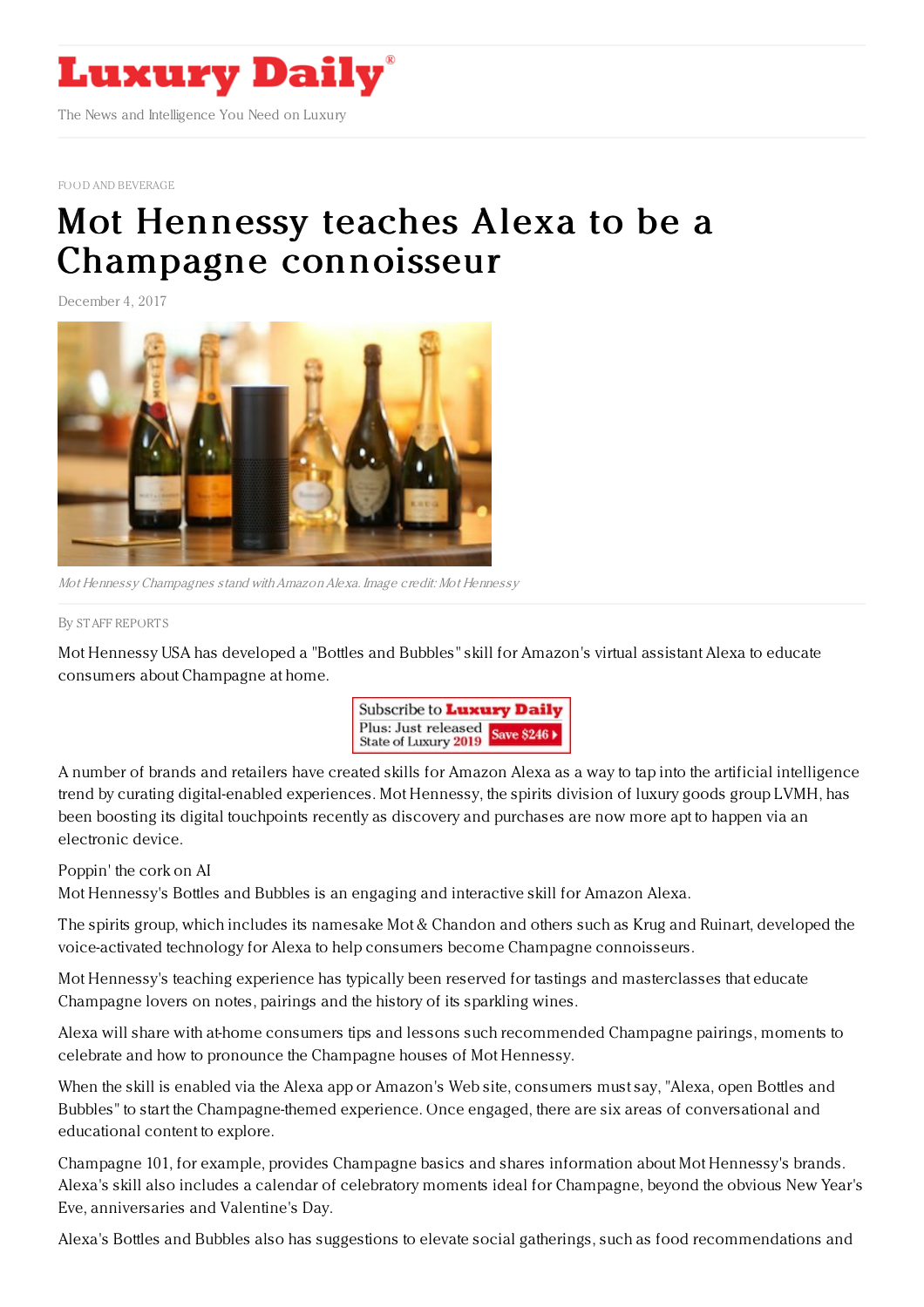# Luxury Daily

The News and Intelligence You Need on Luxury

FOOD AND BEVERAGE

# Mot Hennessy teaches Alexa to be a Champagne connoisseur

December 4, 2017

*Mot Hennessy Champagnes stand with Amazon Alexa. Image credit: Mot Hennessy*

By STAFF REPORTS

Mot Hennessy USA has developed a "Bottles and Bubbles" skill for Amazon's virtual assistant Alexa to educate consumers about Champagne at home.

A number of brands and retailers have created skills for Amazon Alexa as a way to tap into the artificial intelligence trend by curating digital-enabled experiences. Mot Hennessy, the spirits division of luxury goods group LVMH, has been boosting its digital touchpoints recently as discovery and purchases are now more apt to happen via an electronic device.

Poppin' the cork on AI

Mot Hennessy's Bottles and Bubbles is an engaging and interactive skill for Amazon Alexa.

The spirits group, which includes its namesake Mot & Chandon and others such as Krug and Ruinart, developed the voice-activated technology for Alexa to help consumers become Champagne connoisseurs.

Mot Hennessy's teaching experience has typically been reserved for tastings and masterclasses that educate Champagne lovers on notes, pairings and the history of its sparkling wines.

Alexa will share with at-home consumers tips and lessons such recommended Champagne pairings, moments to celebrate and how to pronounce the Champagne houses of Mot Hennessy.

When the skill is enabled via the Alexa app or Amazon's Web site, consumers must say, "Alexa, open Bottles and Bubbles" to start the Champagne-themed experience. Once engaged, there are six areas of conversational and educational content to explore.

Champagne 101, for example, provides Champagne basics and shares information about Mot Hennessy's brands. Alexa's skill also includes a calendar of celebratory moments ideal for Champagne, beyond the obvious New Year's Eve, anniversaries and Valentine's Day.

Alexa's Bottles and Bubbles also has suggestions to elevate social gatherings, such as food recommendations and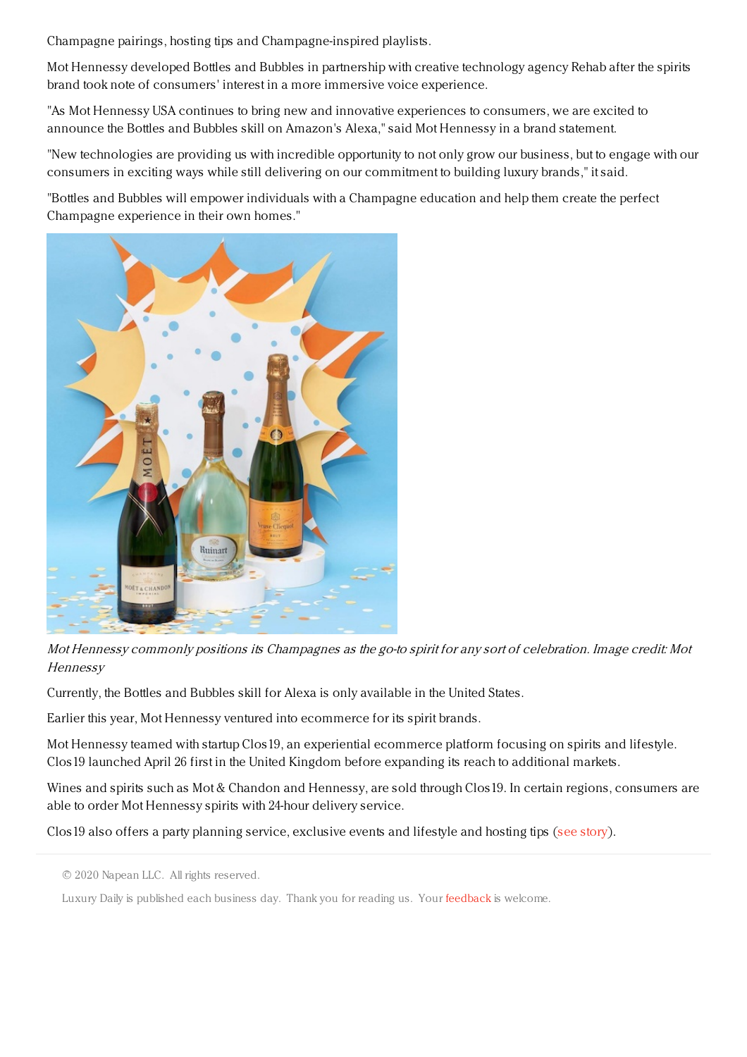Champagne pairings, hosting tips and Champagne-inspired playlists.

Mot Hennessy developed Bottles and Bubbles in partnership with creative technology agency Rehab after the spirits brand took note of consumers' interest in a more immersive voice experience.

"As Mot Hennessy USA continues to bring new and innovative experiences to consumers, we are excited to announce the Bottles and Bubbles skill on Amazon's Alexa," said Mot Hennessy in a brand statement.

"New technologies are providing us with incredible opportunity to not only grow our business, but to engage with our consumers in exciting ways while still delivering on our commitment to building luxury brands," it said.

"Bottles and Bubbles will empower individuals with a Champagne education and help them create the perfect Champagne experience in their own homes."

*Mot Hennessy commonly positions its Champagnes as the go-to spirit for any sort of celebration. Image credit: Mot Hennessy*

Currently, the Bottles and Bubbles skill for Alexa is only available in the United States.

Earlier this year, Mot Hennessy ventured into ecommerce for its spirit brands.

Mot Hennessy teamed with startup Clos19, an experiential ecommerce platform focusing on spirits and lifestyle. Clos19 launched April 26 first in the United Kingdom before expanding its reach to additional markets.

Wines and spirits such as Mot & Chandon and Hennessy, are sold through Clos19. In certain regions, consumers are able to order Mot Hennessy spirits with 24-hour delivery service.

Clos19 also offers a party planning service, exclusive events and lifestyle and hosting tips (see story).

© 2020 Napean LLC. All rights reserved.

Luxury Daily is published each business day. Thank you for reading us. Your feedback is welcome.